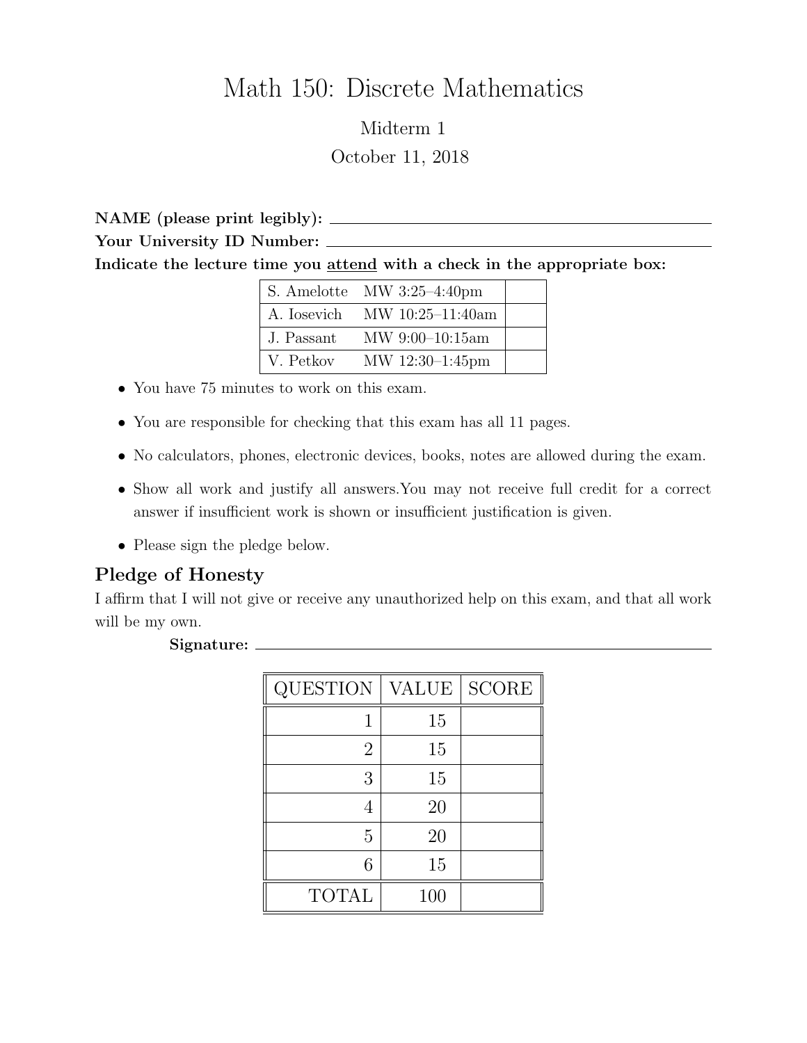# Math 150: Discrete Mathematics

## Midterm 1

October 11, 2018

**NAME (please print legibly):** ______________________________

**Your University ID Number:** ______________________________

**Indicate the lecture time you attend with a check in the appropriate box:**

| | | |
|---|---|---|
| S. Amelotte | MW 3:25–4:40pm | |
| A. Iosevich | MW 10:25–11:40am | |
| J. Passant | MW 9:00–10:15am | |
| V. Petkov | MW 12:30–1:45pm | |

- You have 75 minutes to work on this exam.
- You are responsible for checking that this exam has all 11 pages.
- No calculators, phones, electronic devices, books, notes are allowed during the exam.
- Show all work and justify all answers.You may not receive full credit for a correct answer if insufficient work is shown or insufficient justification is given.
- Please sign the pledge below.

## Pledge of Honesty

I affirm that I will not give or receive any unauthorized help on this exam, and that all work will be my own.

**Signature:** ______________________________

| QUESTION | VALUE | SCORE |
|---|---|---|
| 1 | 15 | |
| 2 | 15 | |
| 3 | 15 | |
| 4 | 20 | |
| 5 | 20 | |
| 6 | 15 | |
| TOTAL | 100 | |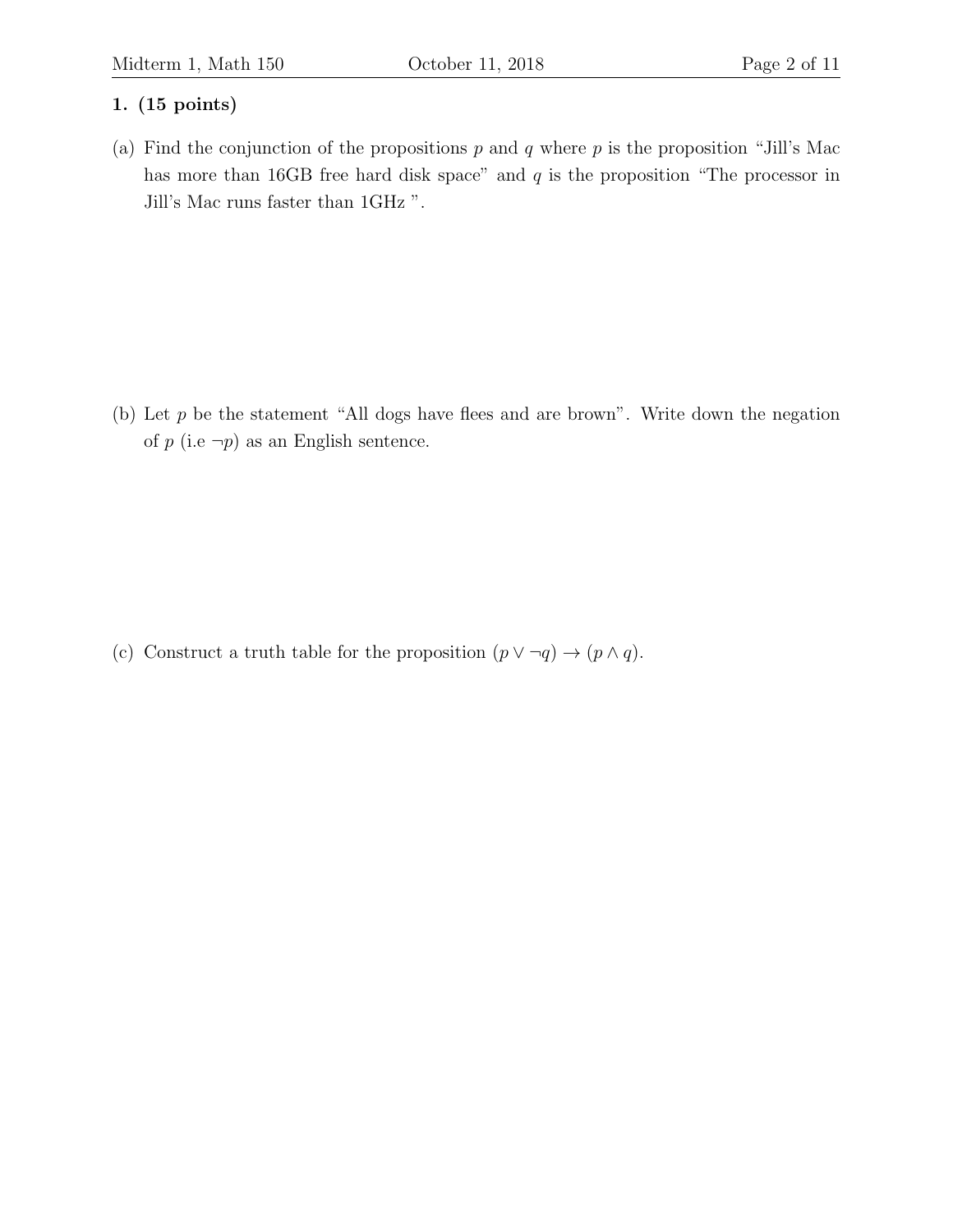**1. (15 points)**

(a) Find the conjunction of the propositions $p$ and $q$ where $p$ is the proposition "Jill's Mac has more than 16GB free hard disk space" and $q$ is the proposition "The processor in Jill's Mac runs faster than 1GHz ".

(b) Let $p$ be the statement "All dogs have flees and are brown". Write down the negation of $p$ (i.e $\neg p$) as an English sentence.

(c) Construct a truth table for the proposition $(p \vee \neg q) \rightarrow (p \wedge q)$.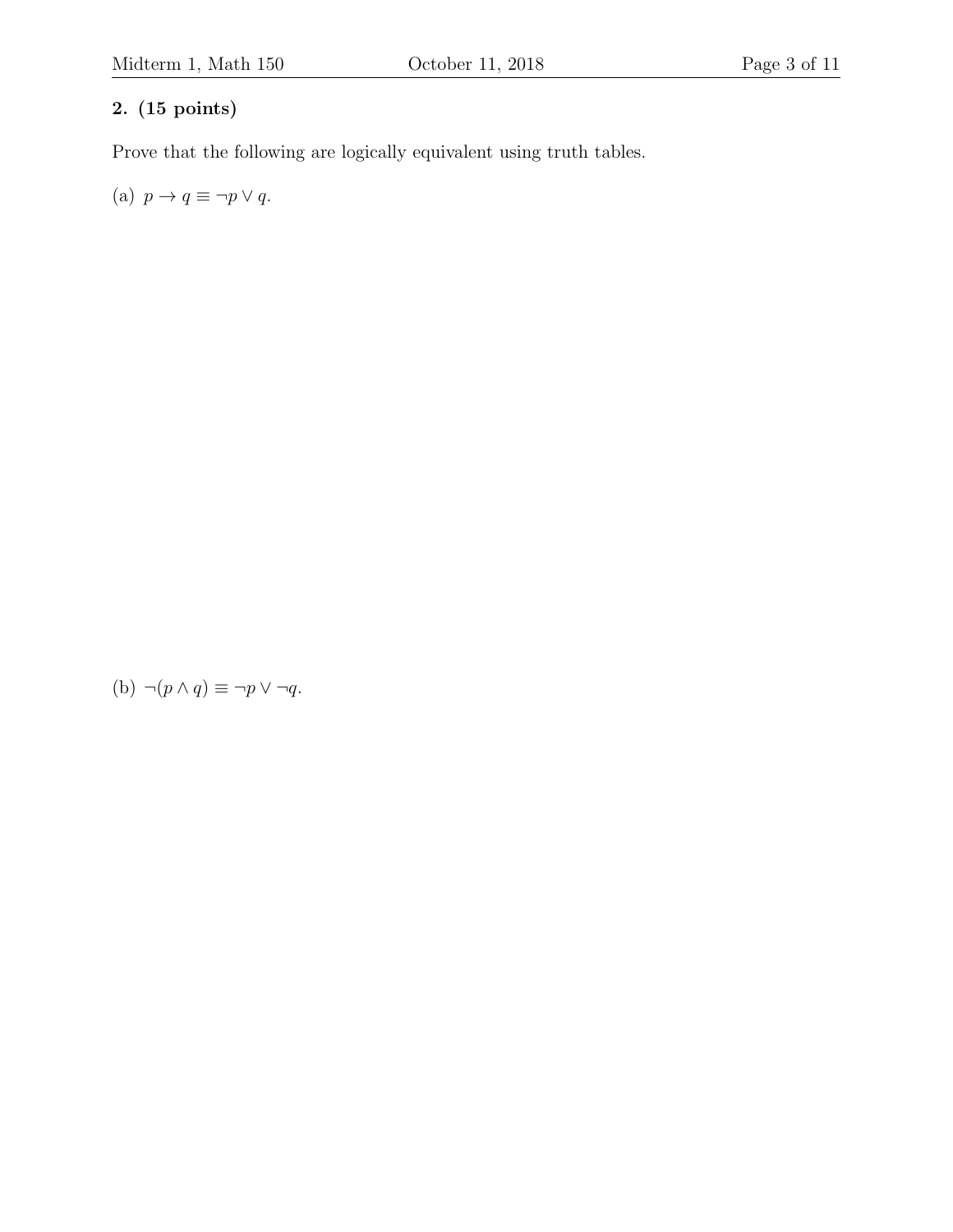**2. (15 points)**

Prove that the following are logically equivalent using truth tables.

(a) $p \to q \equiv \neg p \vee q$.

(b) $\neg(p \wedge q) \equiv \neg p \vee \neg q$.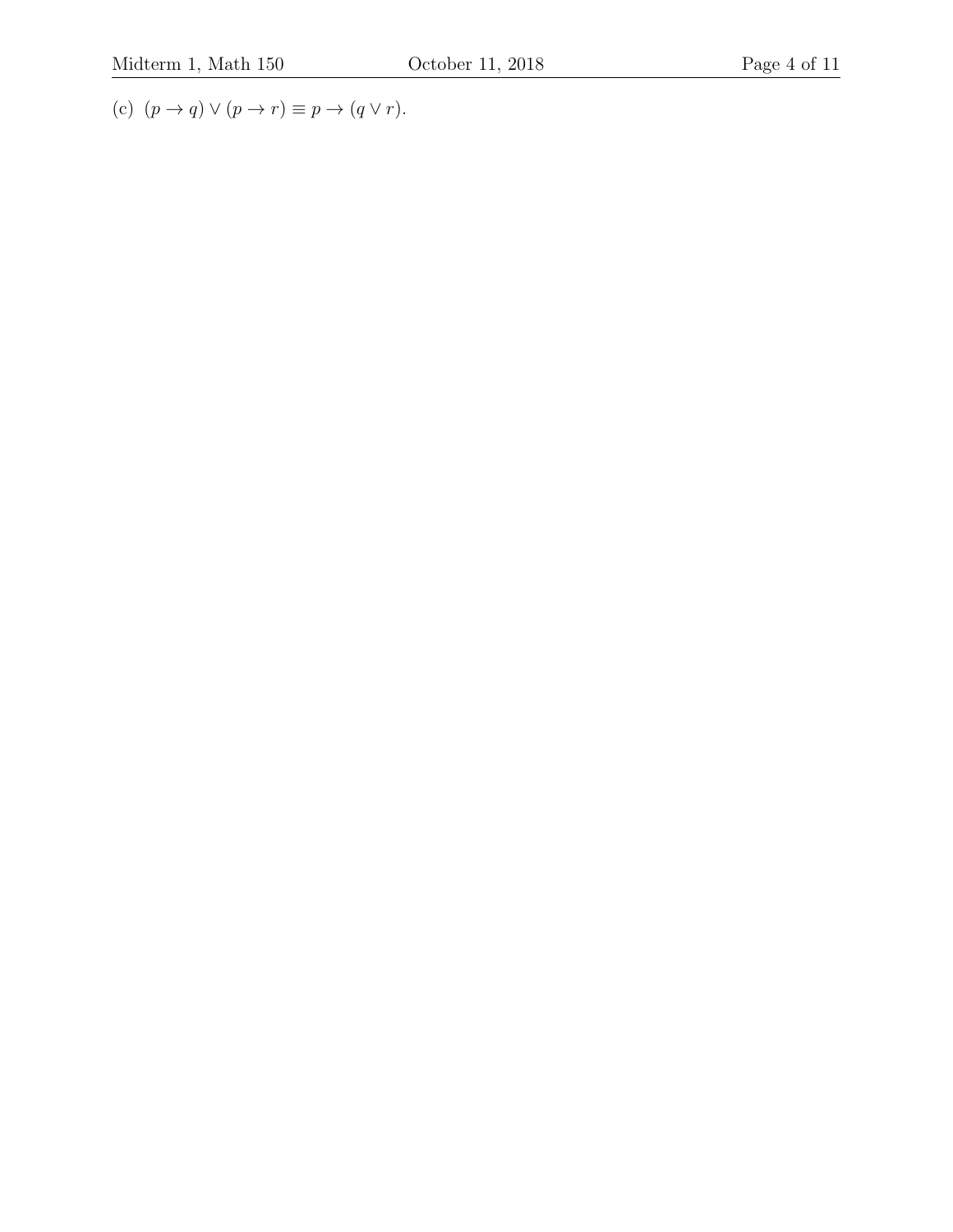(c) $(p \to q) \vee (p \to r) \equiv p \to (q \vee r)$.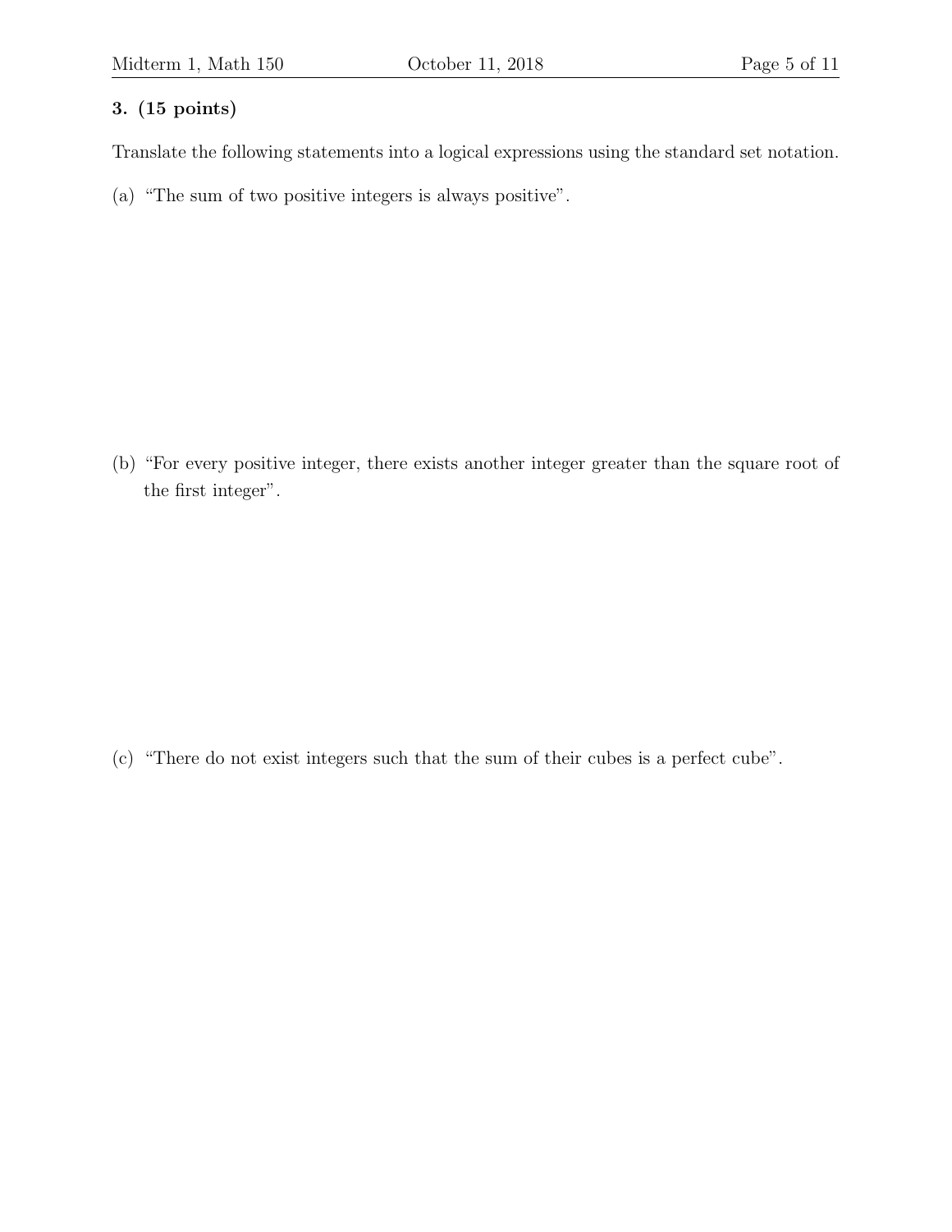**3. (15 points)**

Translate the following statements into a logical expressions using the standard set notation.

(a) "The sum of two positive integers is always positive".

(b) "For every positive integer, there exists another integer greater than the square root of the first integer".

(c) "There do not exist integers such that the sum of their cubes is a perfect cube".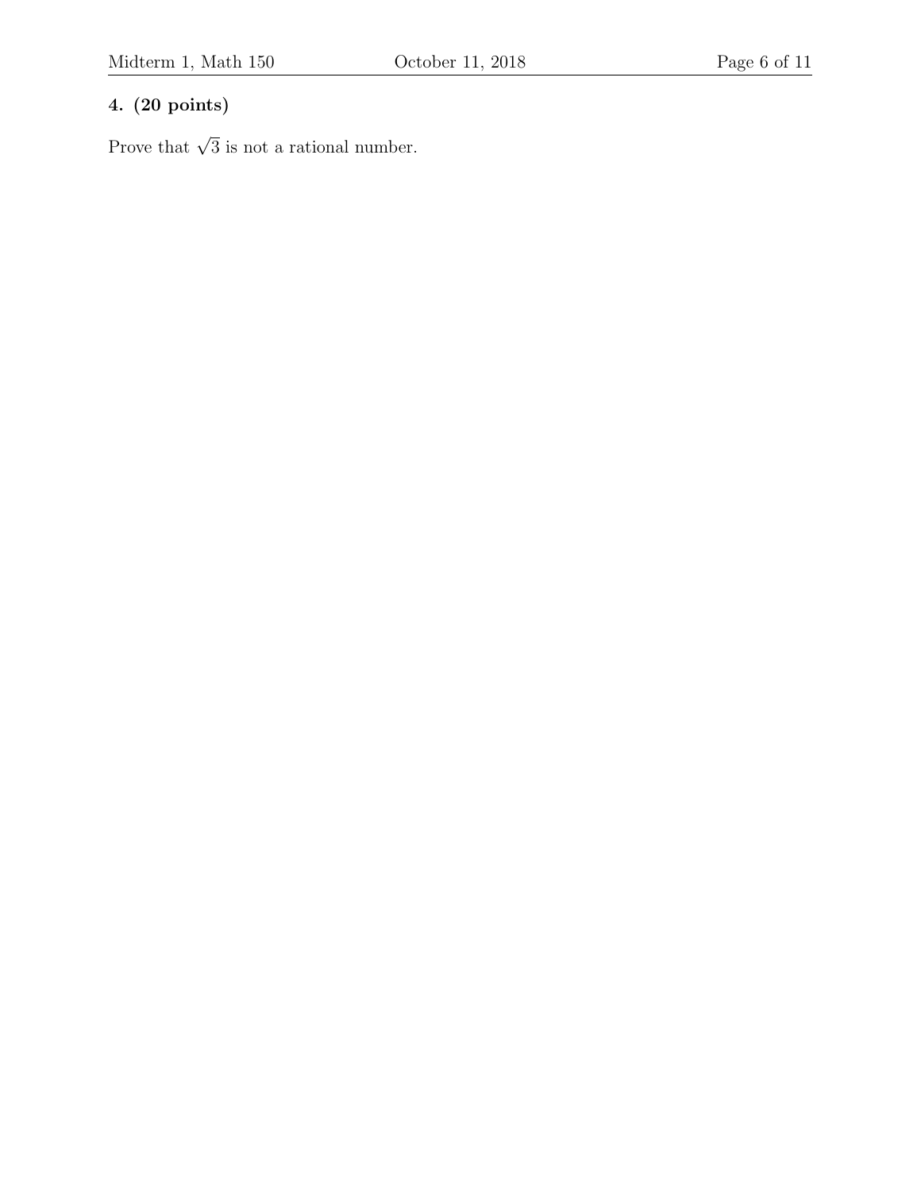**4. (20 points)**

Prove that $\sqrt{3}$ is not a rational number.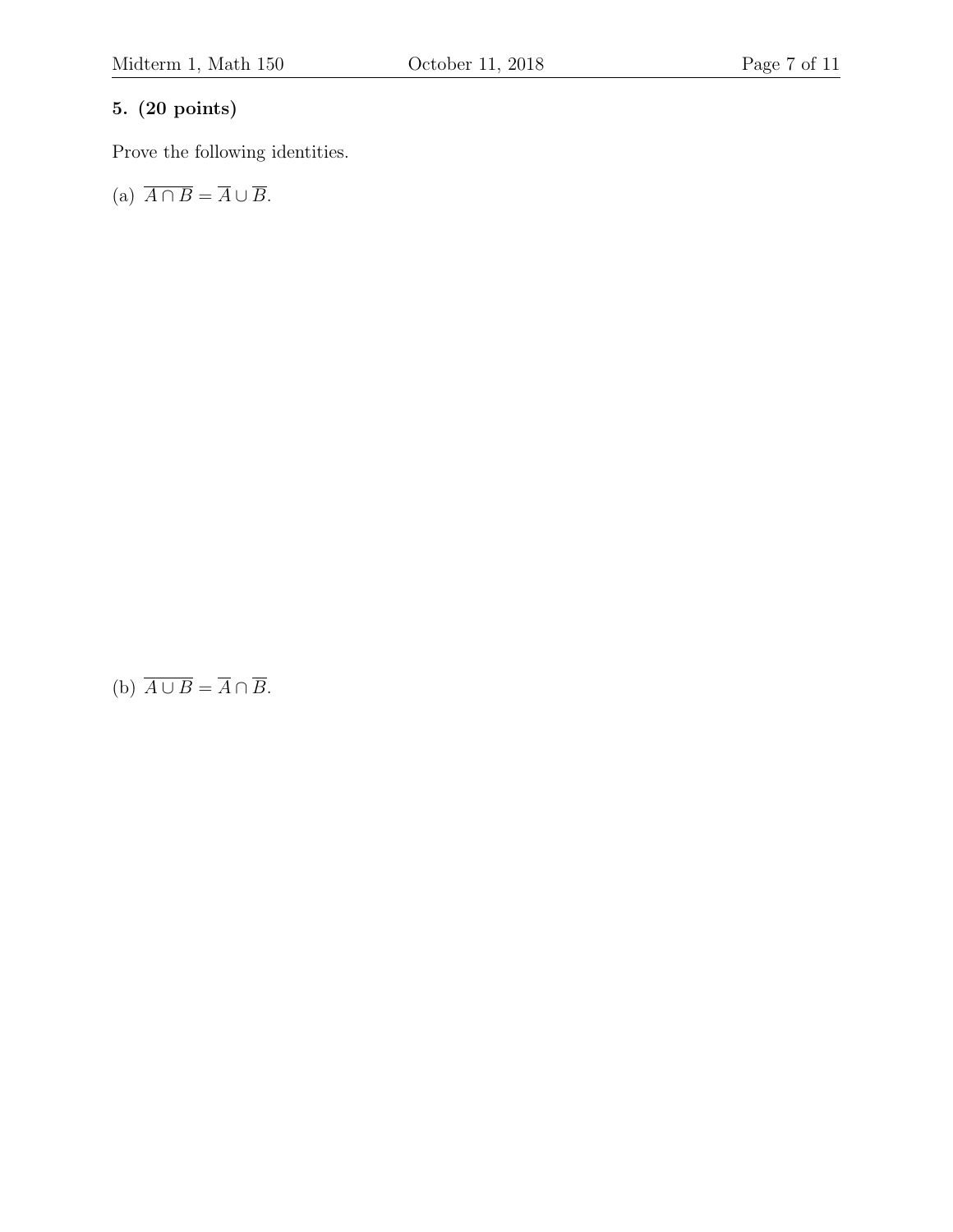**5. (20 points)**

Prove the following identities.

(a) $\overline{A \cap B} = \overline{A} \cup \overline{B}$.

(b) $\overline{A \cup B} = \overline{A} \cap \overline{B}$.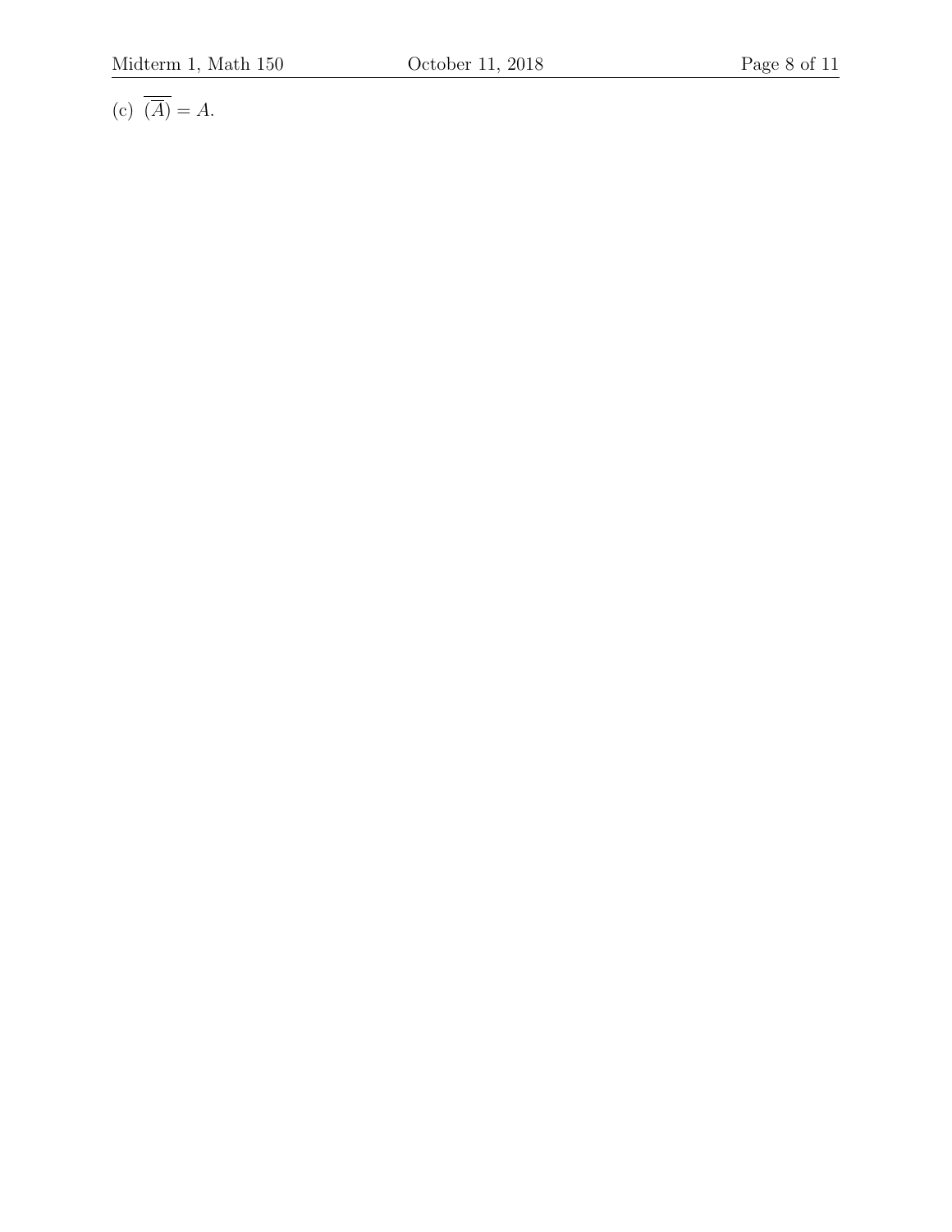(c) $\overline{(\overline{A})} = A$.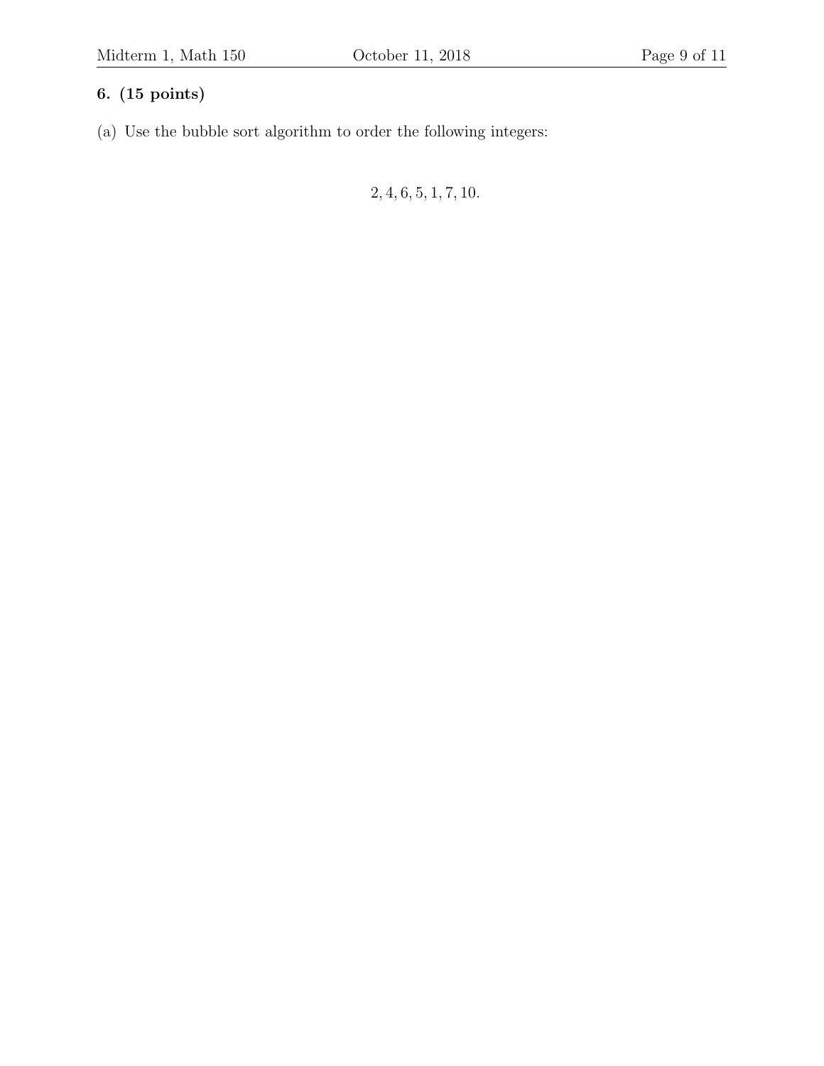**6. (15 points)**

(a) Use the bubble sort algorithm to order the following integers:

$$2, 4, 6, 5, 1, 7, 10.$$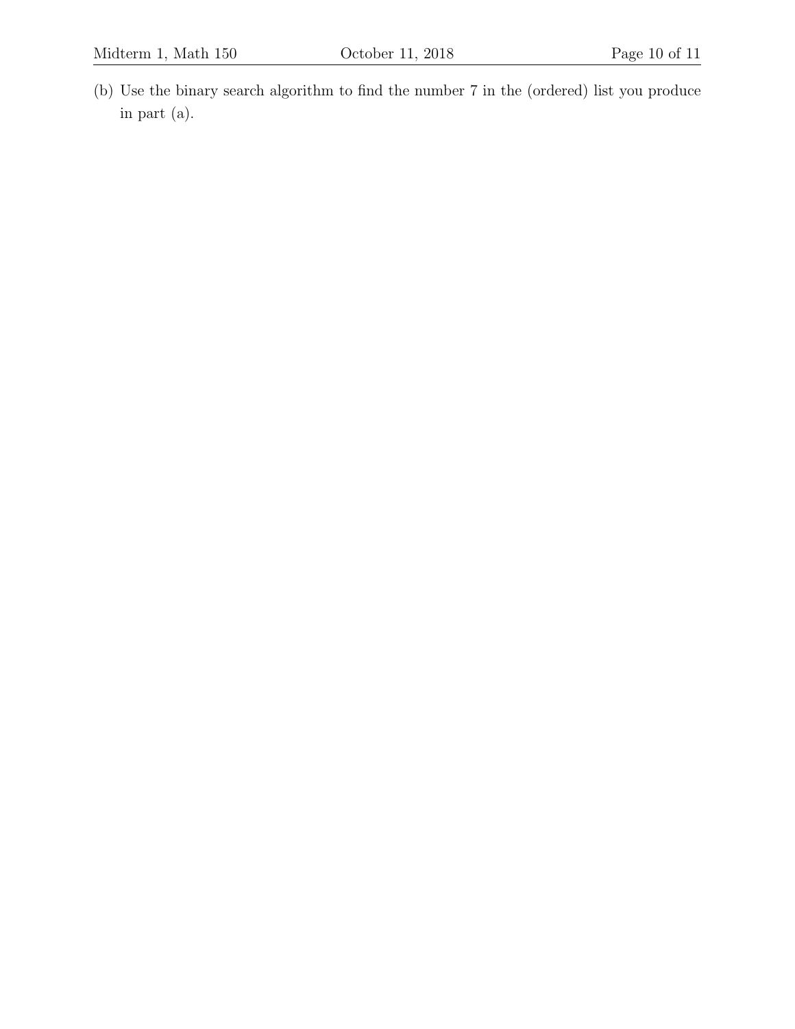(b) Use the binary search algorithm to find the number 7 in the (ordered) list you produce in part (a).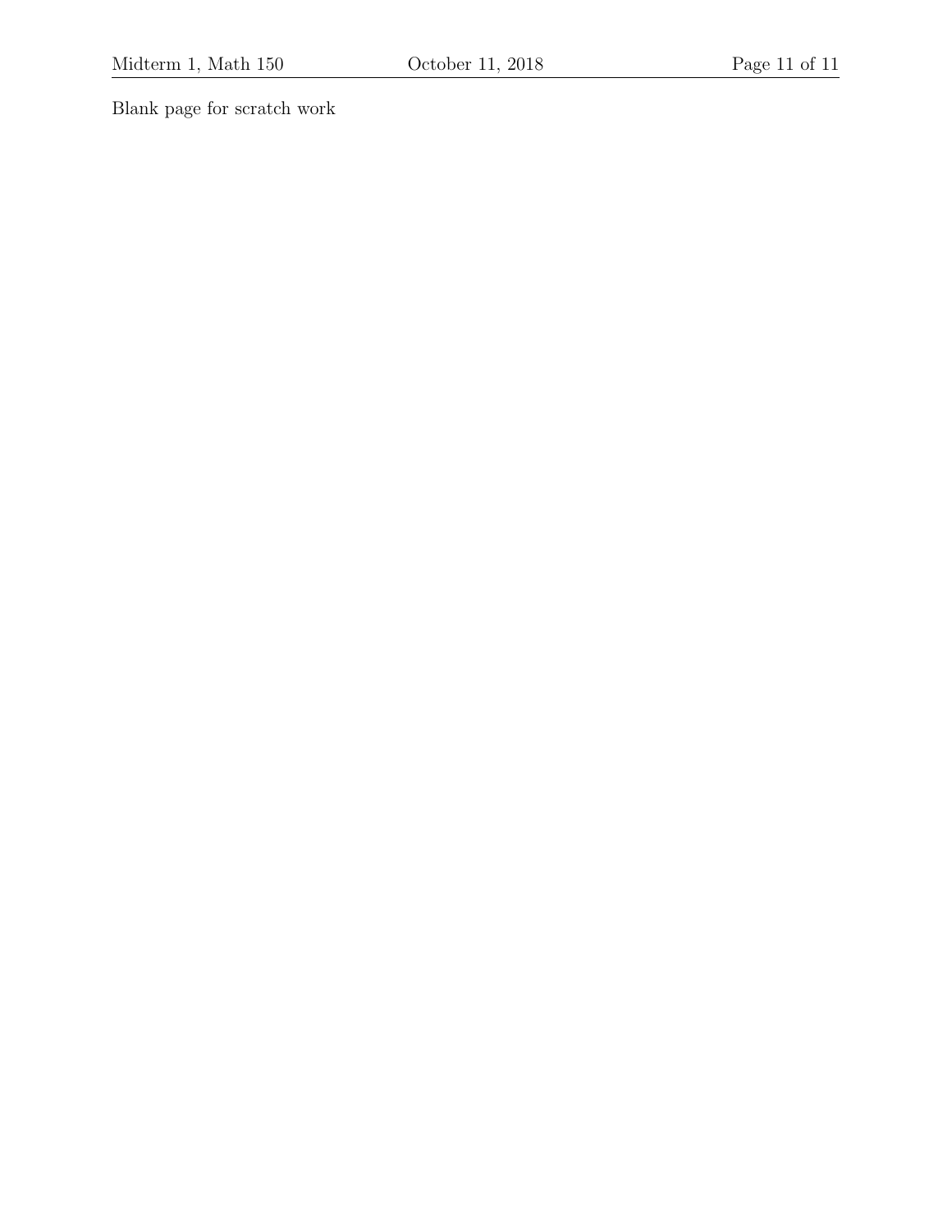Blank page for scratch work